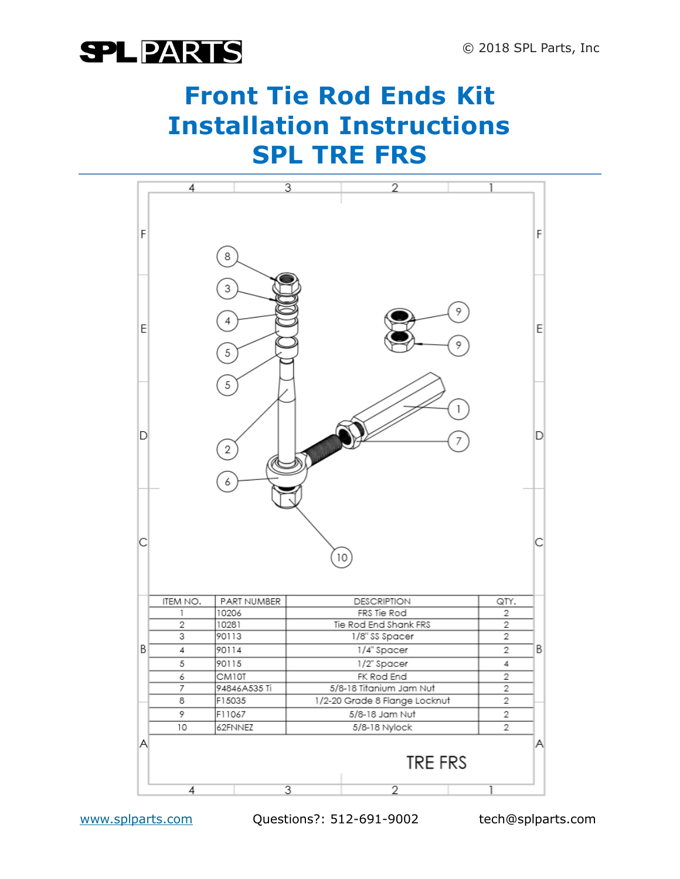# Front Tie Rod Ends Kit Installation Instructions SPL TRE FRS

© 2018 SPL Parts, Inc

| ITEM NO. | PART NUMBER | DESCRIPTION | QTY. |
|---|---|---|---|
| 1 | 10206 | FRS Tie Rod | 2 |
| 2 | 10281 | Tie Rod End Shank FRS | 2 |
| 3 | 90113 | 1/8" SS Spacer | 2 |
| 4 | 90114 | 1/4" Spacer | 2 |
| 5 | 90115 | 1/2" Spacer | 4 |
| 6 | CM10T | FK Rod End | 2 |
| 7 | 94846A535 Ti | 5/8-18 Titanium Jam Nut | 2 |
| 8 | F15035 | 1/2-20 Grade 8 Flange Locknut | 2 |
| 9 | F11067 | 5/8-18 Jam Nut | 2 |
| 10 | 62FNNEZ | 5/8-18 Nylock | 2 |

TRE FRS

www.splparts.com Questions?: 512-691-9002 tech@splparts.com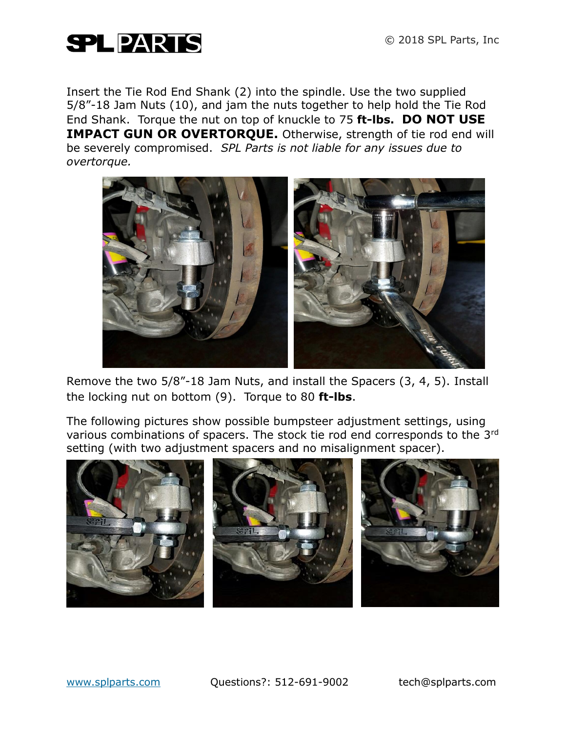Insert the Tie Rod End Shank (2) into the spindle. Use the two supplied 5/8"-18 Jam Nuts (10), and jam the nuts together to help hold the Tie Rod End Shank. Torque the nut on top of knuckle to 75 **ft-lbs. DO NOT USE IMPACT GUN OR OVERTORQUE.** Otherwise, strength of tie rod end will be severely compromised. *SPL Parts is not liable for any issues due to overtorque.*

Remove the two 5/8"-18 Jam Nuts, and install the Spacers (3, 4, 5). Install the locking nut on bottom (9). Torque to 80 **ft-lbs**.

The following pictures show possible bumpsteer adjustment settings, using various combinations of spacers. The stock tie rod end corresponds to the 3rd setting (with two adjustment spacers and no misalignment spacer).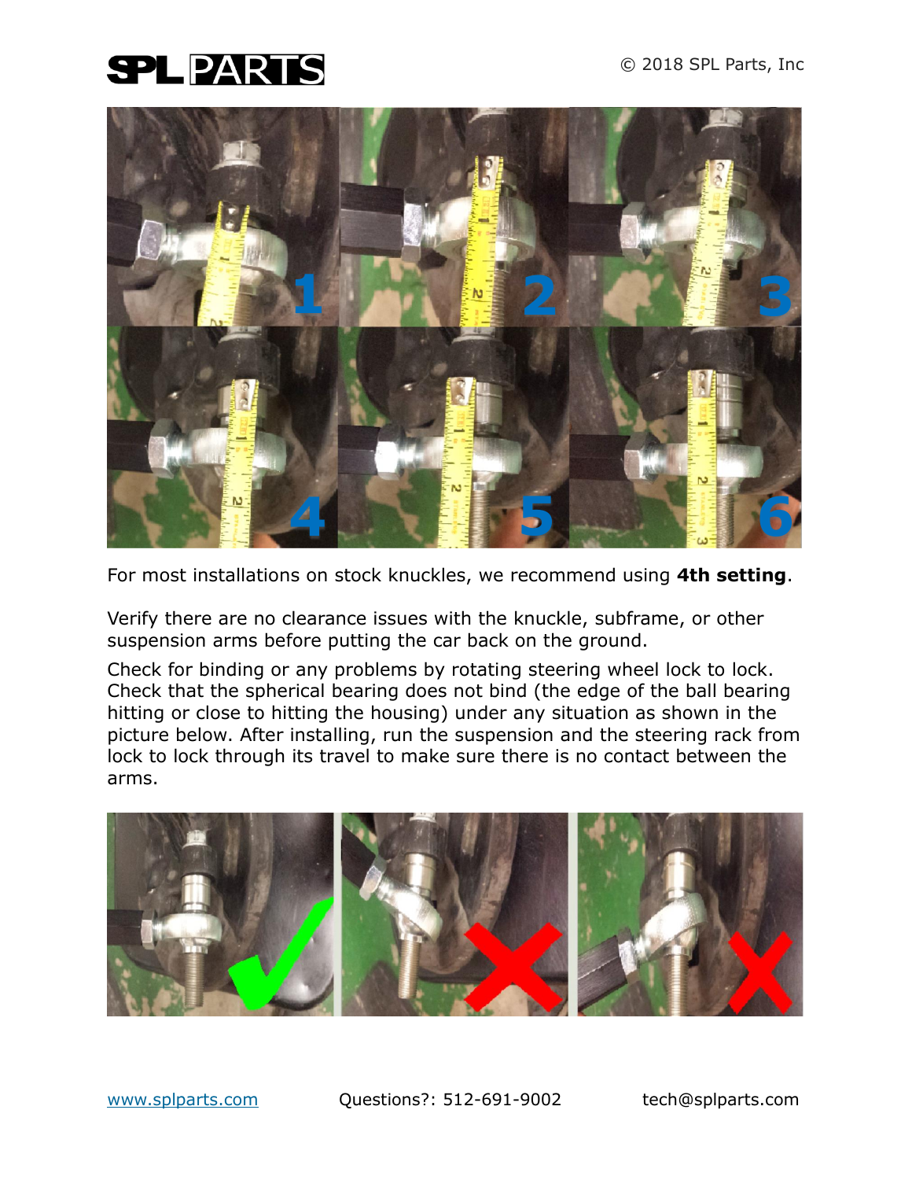For most installations on stock knuckles, we recommend using **4th setting**.

Verify there are no clearance issues with the knuckle, subframe, or other suspension arms before putting the car back on the ground.

Check for binding or any problems by rotating steering wheel lock to lock. Check that the spherical bearing does not bind (the edge of the ball bearing hitting or close to hitting the housing) under any situation as shown in the picture below. After installing, run the suspension and the steering rack from lock to lock through its travel to make sure there is no contact between the arms.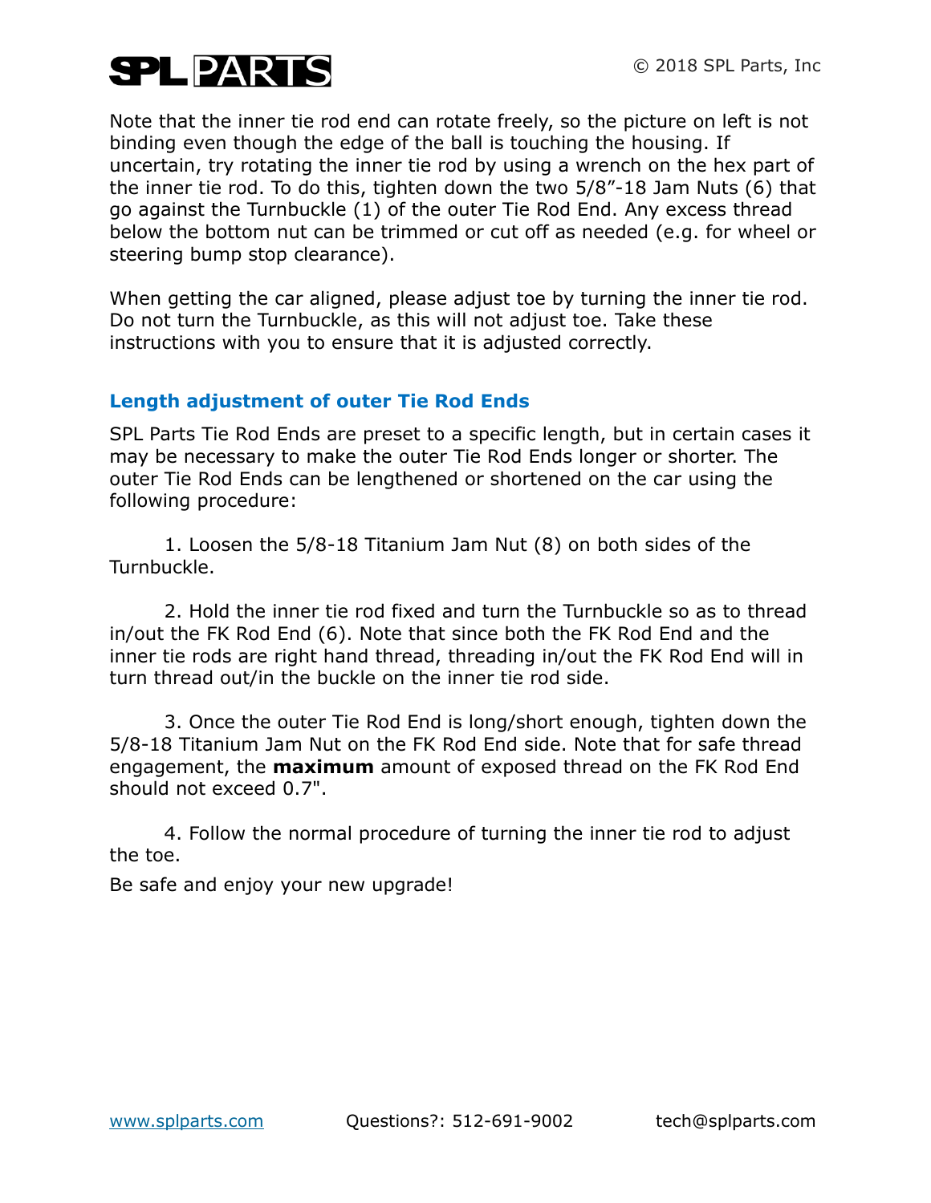Note that the inner tie rod end can rotate freely, so the picture on left is not binding even though the edge of the ball is touching the housing. If uncertain, try rotating the inner tie rod by using a wrench on the hex part of the inner tie rod. To do this, tighten down the two 5/8"-18 Jam Nuts (6) that go against the Turnbuckle (1) of the outer Tie Rod End. Any excess thread below the bottom nut can be trimmed or cut off as needed (e.g. for wheel or steering bump stop clearance).

When getting the car aligned, please adjust toe by turning the inner tie rod. Do not turn the Turnbuckle, as this will not adjust toe. Take these instructions with you to ensure that it is adjusted correctly.

## Length adjustment of outer Tie Rod Ends

SPL Parts Tie Rod Ends are preset to a specific length, but in certain cases it may be necessary to make the outer Tie Rod Ends longer or shorter. The outer Tie Rod Ends can be lengthened or shortened on the car using the following procedure:

1. Loosen the 5/8-18 Titanium Jam Nut (8) on both sides of the Turnbuckle.

2. Hold the inner tie rod fixed and turn the Turnbuckle so as to thread in/out the FK Rod End (6). Note that since both the FK Rod End and the inner tie rods are right hand thread, threading in/out the FK Rod End will in turn thread out/in the buckle on the inner tie rod side.

3. Once the outer Tie Rod End is long/short enough, tighten down the 5/8-18 Titanium Jam Nut on the FK Rod End side. Note that for safe thread engagement, the **maximum** amount of exposed thread on the FK Rod End should not exceed 0.7".

4. Follow the normal procedure of turning the inner tie rod to adjust the toe.

Be safe and enjoy your new upgrade!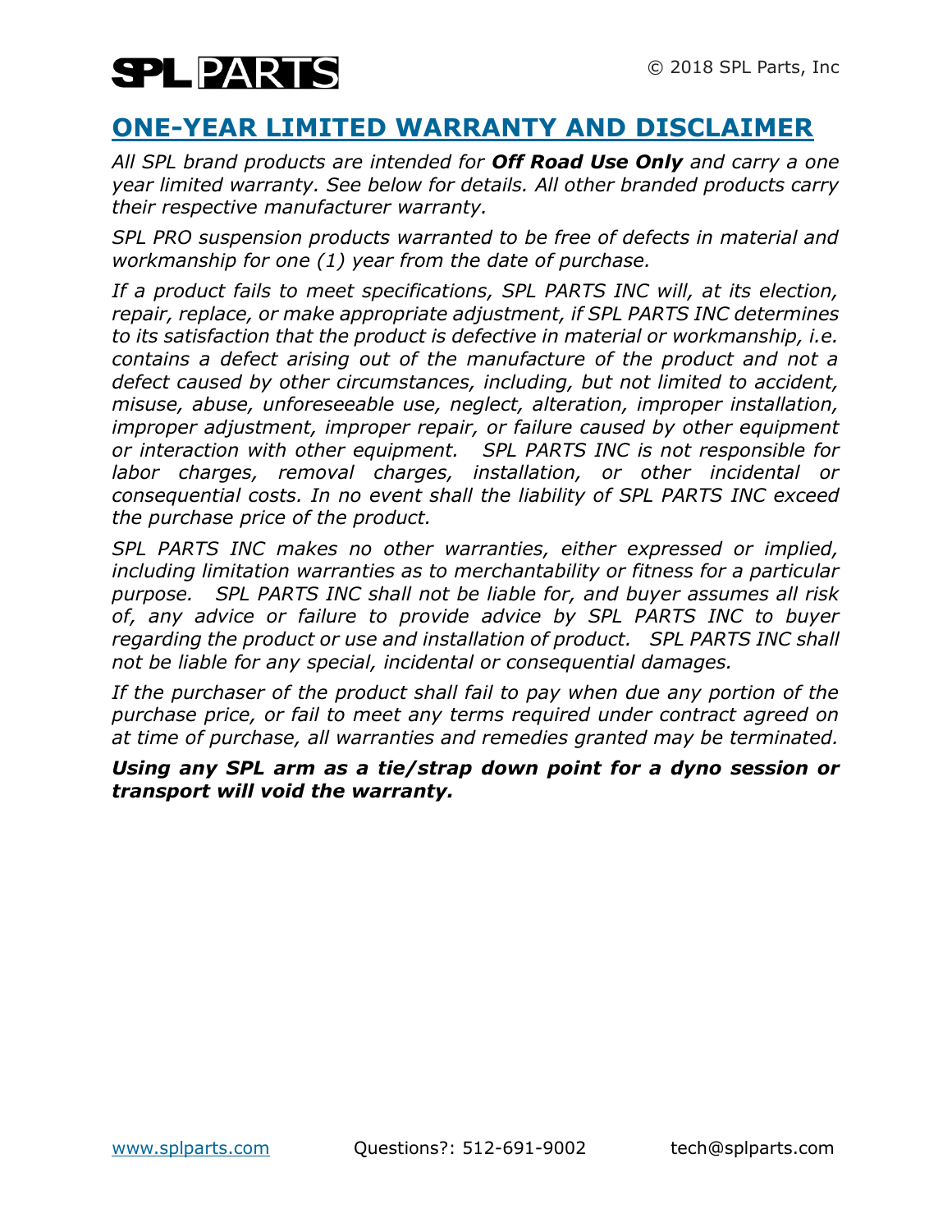# ONE-YEAR LIMITED WARRANTY AND DISCLAIMER

*All SPL brand products are intended for **Off Road Use Only** and carry a one year limited warranty. See below for details. All other branded products carry their respective manufacturer warranty.*

*SPL PRO suspension products warranted to be free of defects in material and workmanship for one (1) year from the date of purchase.*

*If a product fails to meet specifications, SPL PARTS INC will, at its election, repair, replace, or make appropriate adjustment, if SPL PARTS INC determines to its satisfaction that the product is defective in material or workmanship, i.e. contains a defect arising out of the manufacture of the product and not a defect caused by other circumstances, including, but not limited to accident, misuse, abuse, unforeseeable use, neglect, alteration, improper installation, improper adjustment, improper repair, or failure caused by other equipment or interaction with other equipment. SPL PARTS INC is not responsible for labor charges, removal charges, installation, or other incidental or consequential costs. In no event shall the liability of SPL PARTS INC exceed the purchase price of the product.*

*SPL PARTS INC makes no other warranties, either expressed or implied, including limitation warranties as to merchantability or fitness for a particular purpose. SPL PARTS INC shall not be liable for, and buyer assumes all risk of, any advice or failure to provide advice by SPL PARTS INC to buyer regarding the product or use and installation of product. SPL PARTS INC shall not be liable for any special, incidental or consequential damages.*

*If the purchaser of the product shall fail to pay when due any portion of the purchase price, or fail to meet any terms required under contract agreed on at time of purchase, all warranties and remedies granted may be terminated.*

***Using any SPL arm as a tie/strap down point for a dyno session or transport will void the warranty.***